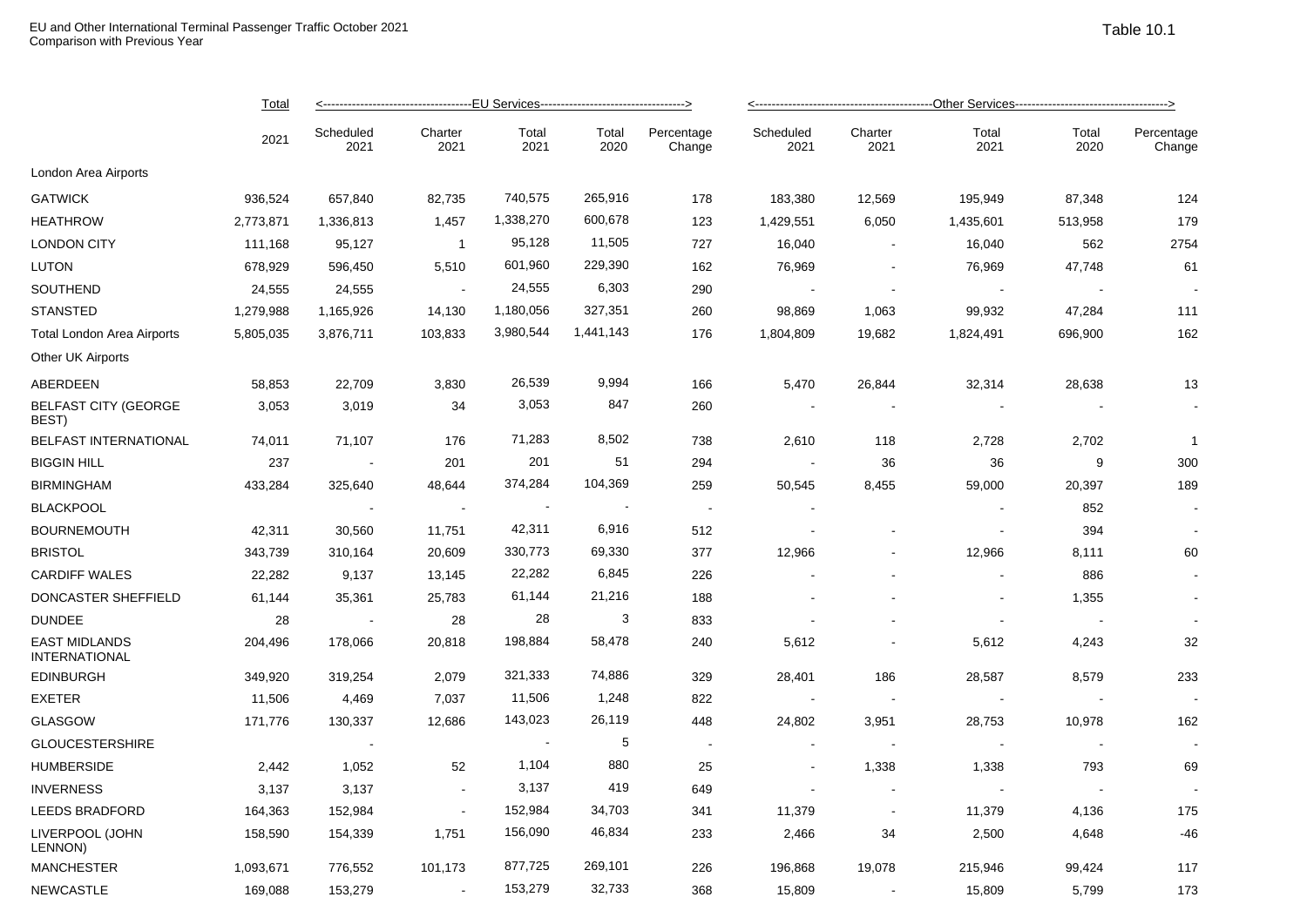EU and Other International Terminal Passenger Traffic October 2021
Comparison with Previous Year

Table 10.1

| | Total | EU Services | | | | | Other Services | | | | |
|---|---|---|---|---|---|---|---|---|---|---|---|
| | 2021 | Scheduled 2021 | Charter 2021 | Total 2021 | Total 2020 | Percentage Change | Scheduled 2021 | Charter 2021 | Total 2021 | Total 2020 | Percentage Change |
| London Area Airports | | | | | | | | | | | |
| GATWICK | 936,524 | 657,840 | 82,735 | 740,575 | 265,916 | 178 | 183,380 | 12,569 | 195,949 | 87,348 | 124 |
| HEATHROW | 2,773,871 | 1,336,813 | 1,457 | 1,338,270 | 600,678 | 123 | 1,429,551 | 6,050 | 1,435,601 | 513,958 | 179 |
| LONDON CITY | 111,168 | 95,127 | 1 | 95,128 | 11,505 | 727 | 16,040 | - | 16,040 | 562 | 2754 |
| LUTON | 678,929 | 596,450 | 5,510 | 601,960 | 229,390 | 162 | 76,969 | - | 76,969 | 47,748 | 61 |
| SOUTHEND | 24,555 | 24,555 | - | 24,555 | 6,303 | 290 | - | - | - | - | - |
| STANSTED | 1,279,988 | 1,165,926 | 14,130 | 1,180,056 | 327,351 | 260 | 98,869 | 1,063 | 99,932 | 47,284 | 111 |
| Total London Area Airports | 5,805,035 | 3,876,711 | 103,833 | 3,980,544 | 1,441,143 | 176 | 1,804,809 | 19,682 | 1,824,491 | 696,900 | 162 |
| Other UK Airports | | | | | | | | | | | |
| ABERDEEN | 58,853 | 22,709 | 3,830 | 26,539 | 9,994 | 166 | 5,470 | 26,844 | 32,314 | 28,638 | 13 |
| BELFAST CITY (GEORGE BEST) | 3,053 | 3,019 | 34 | 3,053 | 847 | 260 | - | - | - | - | - |
| BELFAST INTERNATIONAL | 74,011 | 71,107 | 176 | 71,283 | 8,502 | 738 | 2,610 | 118 | 2,728 | 2,702 | 1 |
| BIGGIN HILL | 237 | - | 201 | 201 | 51 | 294 | - | 36 | 36 | 9 | 300 |
| BIRMINGHAM | 433,284 | 325,640 | 48,644 | 374,284 | 104,369 | 259 | 50,545 | 8,455 | 59,000 | 20,397 | 189 |
| BLACKPOOL | | - | - | - | - | - | - | | - | 852 | - |
| BOURNEMOUTH | 42,311 | 30,560 | 11,751 | 42,311 | 6,916 | 512 | - | - | - | 394 | - |
| BRISTOL | 343,739 | 310,164 | 20,609 | 330,773 | 69,330 | 377 | 12,966 | - | 12,966 | 8,111 | 60 |
| CARDIFF WALES | 22,282 | 9,137 | 13,145 | 22,282 | 6,845 | 226 | - | - | - | 886 | - |
| DONCASTER SHEFFIELD | 61,144 | 35,361 | 25,783 | 61,144 | 21,216 | 188 | - | - | - | 1,355 | - |
| DUNDEE | 28 | - | 28 | 28 | 3 | 833 | - | - | - | - | - |
| EAST MIDLANDS INTERNATIONAL | 204,496 | 178,066 | 20,818 | 198,884 | 58,478 | 240 | 5,612 | - | 5,612 | 4,243 | 32 |
| EDINBURGH | 349,920 | 319,254 | 2,079 | 321,333 | 74,886 | 329 | 28,401 | 186 | 28,587 | 8,579 | 233 |
| EXETER | 11,506 | 4,469 | 7,037 | 11,506 | 1,248 | 822 | - | - | - | - | - |
| GLASGOW | 171,776 | 130,337 | 12,686 | 143,023 | 26,119 | 448 | 24,802 | 3,951 | 28,753 | 10,978 | 162 |
| GLOUCESTERSHIRE | | - | | - | 5 | - | - | - | - | - | - |
| HUMBERSIDE | 2,442 | 1,052 | 52 | 1,104 | 880 | 25 | - | 1,338 | 1,338 | 793 | 69 |
| INVERNESS | 3,137 | 3,137 | - | 3,137 | 419 | 649 | - | - | - | - | - |
| LEEDS BRADFORD | 164,363 | 152,984 | - | 152,984 | 34,703 | 341 | 11,379 | - | 11,379 | 4,136 | 175 |
| LIVERPOOL (JOHN LENNON) | 158,590 | 154,339 | 1,751 | 156,090 | 46,834 | 233 | 2,466 | 34 | 2,500 | 4,648 | -46 |
| MANCHESTER | 1,093,671 | 776,552 | 101,173 | 877,725 | 269,101 | 226 | 196,868 | 19,078 | 215,946 | 99,424 | 117 |
| NEWCASTLE | 169,088 | 153,279 | - | 153,279 | 32,733 | 368 | 15,809 | - | 15,809 | 5,799 | 173 |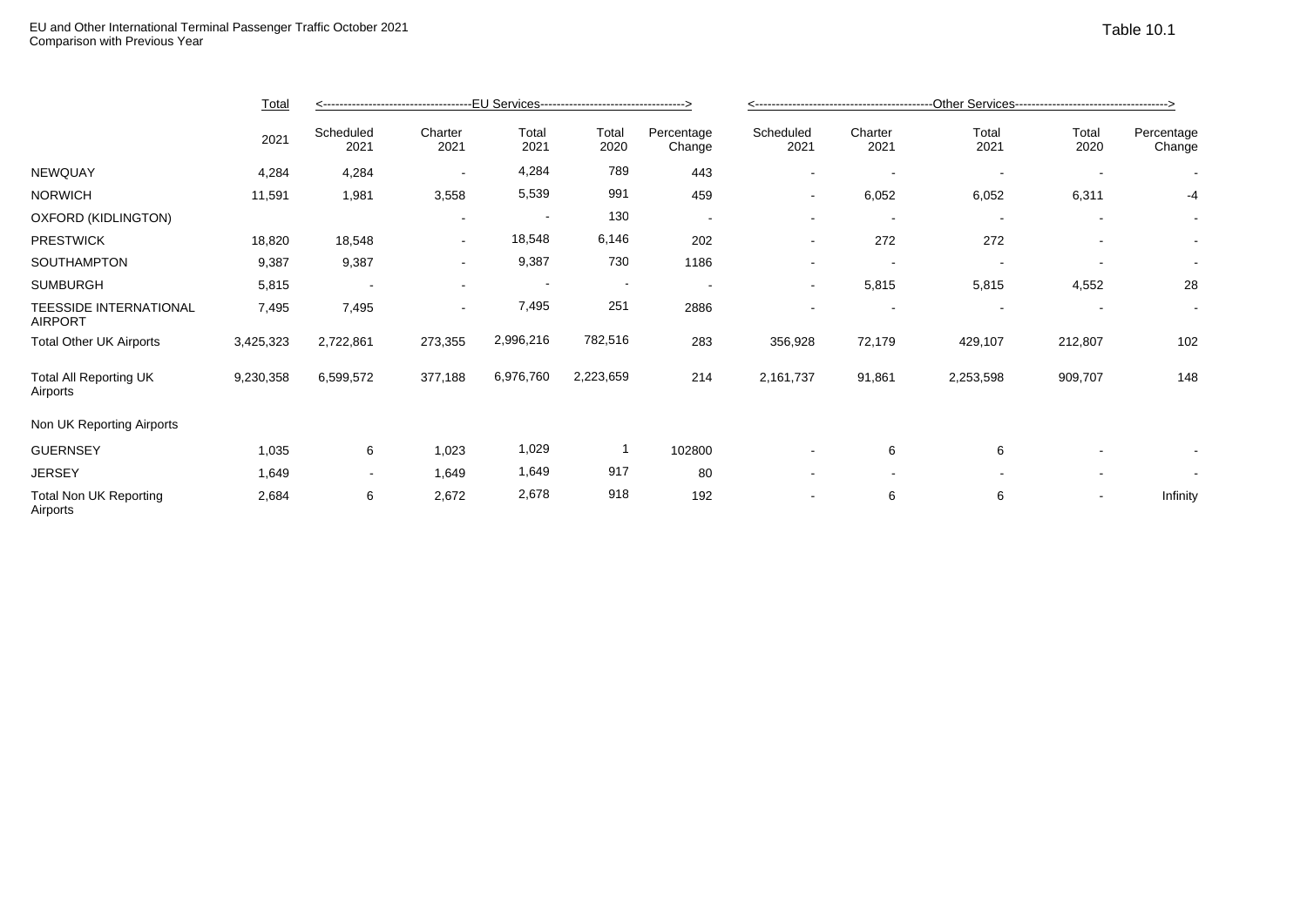EU and Other International Terminal Passenger Traffic October 2021
Comparison with Previous Year

Table 10.1

| | Total | <---EU Services---> | | | | | <---Other Services---> | | | | |
|---|---|---|---|---|---|---|---|---|---|---|---|
| | 2021 | Scheduled 2021 | Charter 2021 | Total 2021 | Total 2020 | Percentage Change | Scheduled 2021 | Charter 2021 | Total 2021 | Total 2020 | Percentage Change |
| NEWQUAY | 4,284 | 4,284 | - | 4,284 | 789 | 443 | - | - | - | - | - |
| NORWICH | 11,591 | 1,981 | 3,558 | 5,539 | 991 | 459 | - | 6,052 | 6,052 | 6,311 | -4 |
| OXFORD (KIDLINGTON) | | | - | - | 130 | - | - | - | - | - | - |
| PRESTWICK | 18,820 | 18,548 | - | 18,548 | 6,146 | 202 | - | 272 | 272 | - | - |
| SOUTHAMPTON | 9,387 | 9,387 | - | 9,387 | 730 | 1186 | - | - | - | - | - |
| SUMBURGH | 5,815 | - | - | - | - | - | - | 5,815 | 5,815 | 4,552 | 28 |
| TEESSIDE INTERNATIONAL AIRPORT | 7,495 | 7,495 | - | 7,495 | 251 | 2886 | - | - | - | - | - |
| Total Other UK Airports | 3,425,323 | 2,722,861 | 273,355 | 2,996,216 | 782,516 | 283 | 356,928 | 72,179 | 429,107 | 212,807 | 102 |
| Total All Reporting UK Airports | 9,230,358 | 6,599,572 | 377,188 | 6,976,760 | 2,223,659 | 214 | 2,161,737 | 91,861 | 2,253,598 | 909,707 | 148 |
| Non UK Reporting Airports | | | | | | | | | | | |
| GUERNSEY | 1,035 | 6 | 1,023 | 1,029 | 1 | 102800 | - | 6 | 6 | - | - |
| JERSEY | 1,649 | - | 1,649 | 1,649 | 917 | 80 | - | - | - | - | - |
| Total Non UK Reporting Airports | 2,684 | 6 | 2,672 | 2,678 | 918 | 192 | - | 6 | 6 | - | Infinity |